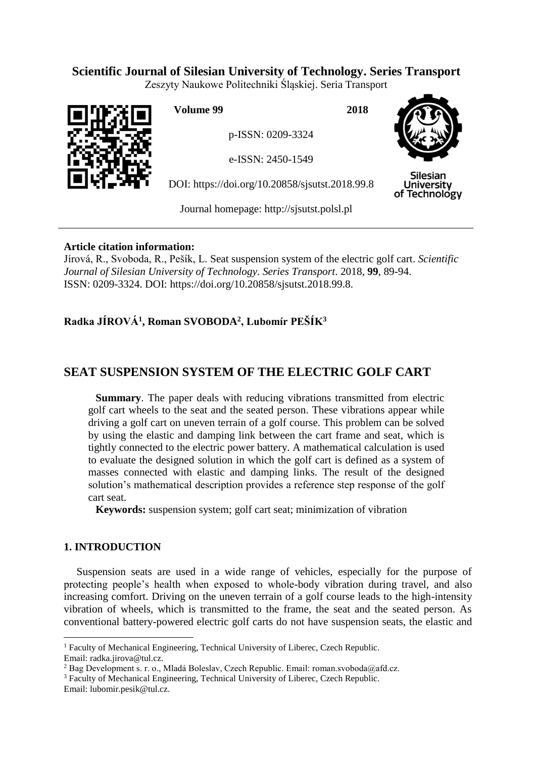**Scientific Journal of Silesian University of Technology. Series Transport**

Zeszyty Naukowe Politechniki Śląskiej. Seria Transport

**Volume 99** **2018**

p-ISSN: 0209-3324

e-ISSN: 2450-1549

DOI: https://doi.org/10.20858/sjsutst.2018.99.8

Journal homepage: http://sjsutst.polsl.pl

**Article citation information:**

Jírová, R., Svoboda, R., Pešík, L. Seat suspension system of the electric golf cart. *Scientific Journal of Silesian University of Technology. Series Transport*. 2018, **99**, 89-94. ISSN: 0209-3324. DOI: https://doi.org/10.20858/sjsutst.2018.99.8.

**Radka JÍROVÁ[1], Roman SVOBODA[2], Lubomír PEŠÍK[3]**

# SEAT SUSPENSION SYSTEM OF THE ELECTRIC GOLF CART

**Summary**. The paper deals with reducing vibrations transmitted from electric golf cart wheels to the seat and the seated person. These vibrations appear while driving a golf cart on uneven terrain of a golf course. This problem can be solved by using the elastic and damping link between the cart frame and seat, which is tightly connected to the electric power battery. A mathematical calculation is used to evaluate the designed solution in which the golf cart is defined as a system of masses connected with elastic and damping links. The result of the designed solution's mathematical description provides a reference step response of the golf cart seat.

**Keywords:** suspension system; golf cart seat; minimization of vibration

## 1. INTRODUCTION

Suspension seats are used in a wide range of vehicles, especially for the purpose of protecting people's health when exposed to whole-body vibration during travel, and also increasing comfort. Driving on the uneven terrain of a golf course leads to the high-intensity vibration of wheels, which is transmitted to the frame, the seat and the seated person. As conventional battery-powered electric golf carts do not have suspension seats, the elastic and

---

[1] Faculty of Mechanical Engineering, Technical University of Liberec, Czech Republic. Email: radka.jirova@tul.cz.

[2] Bag Development s. r. o., Mladá Boleslav, Czech Republic. Email: roman.svoboda@afd.cz.

[3] Faculty of Mechanical Engineering, Technical University of Liberec, Czech Republic. Email: lubomir.pesik@tul.cz.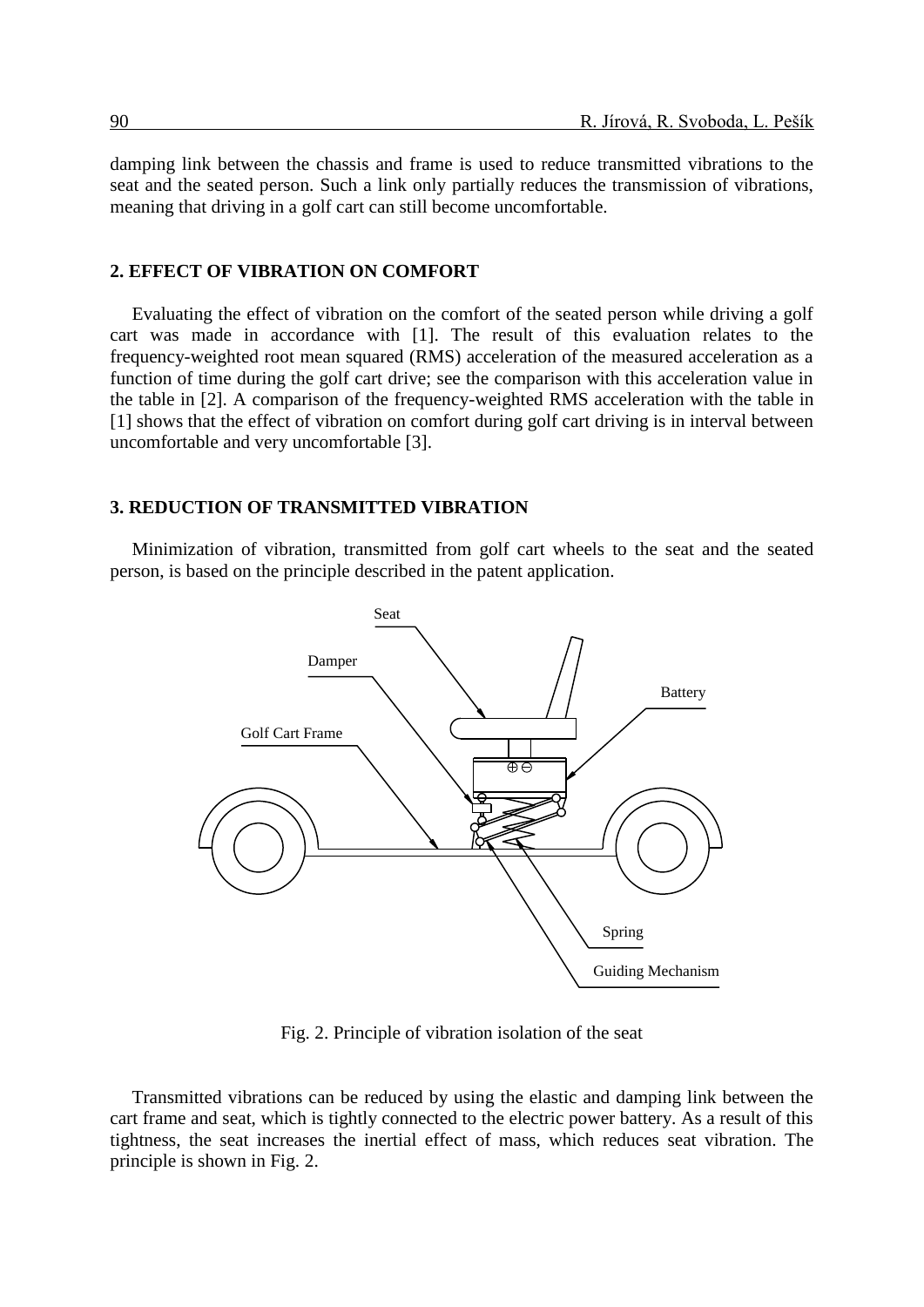damping link between the chassis and frame is used to reduce transmitted vibrations to the seat and the seated person. Such a link only partially reduces the transmission of vibrations, meaning that driving in a golf cart can still become uncomfortable.

## 2. EFFECT OF VIBRATION ON COMFORT

Evaluating the effect of vibration on the comfort of the seated person while driving a golf cart was made in accordance with [1]. The result of this evaluation relates to the frequency-weighted root mean squared (RMS) acceleration of the measured acceleration as a function of time during the golf cart drive; see the comparison with this acceleration value in the table in [2]. A comparison of the frequency-weighted RMS acceleration with the table in [1] shows that the effect of vibration on comfort during golf cart driving is in interval between uncomfortable and very uncomfortable [3].

## 3. REDUCTION OF TRANSMITTED VIBRATION

Minimization of vibration, transmitted from golf cart wheels to the seat and the seated person, is based on the principle described in the patent application.

Fig. 2. Principle of vibration isolation of the seat

Transmitted vibrations can be reduced by using the elastic and damping link between the cart frame and seat, which is tightly connected to the electric power battery. As a result of this tightness, the seat increases the inertial effect of mass, which reduces seat vibration. The principle is shown in Fig. 2.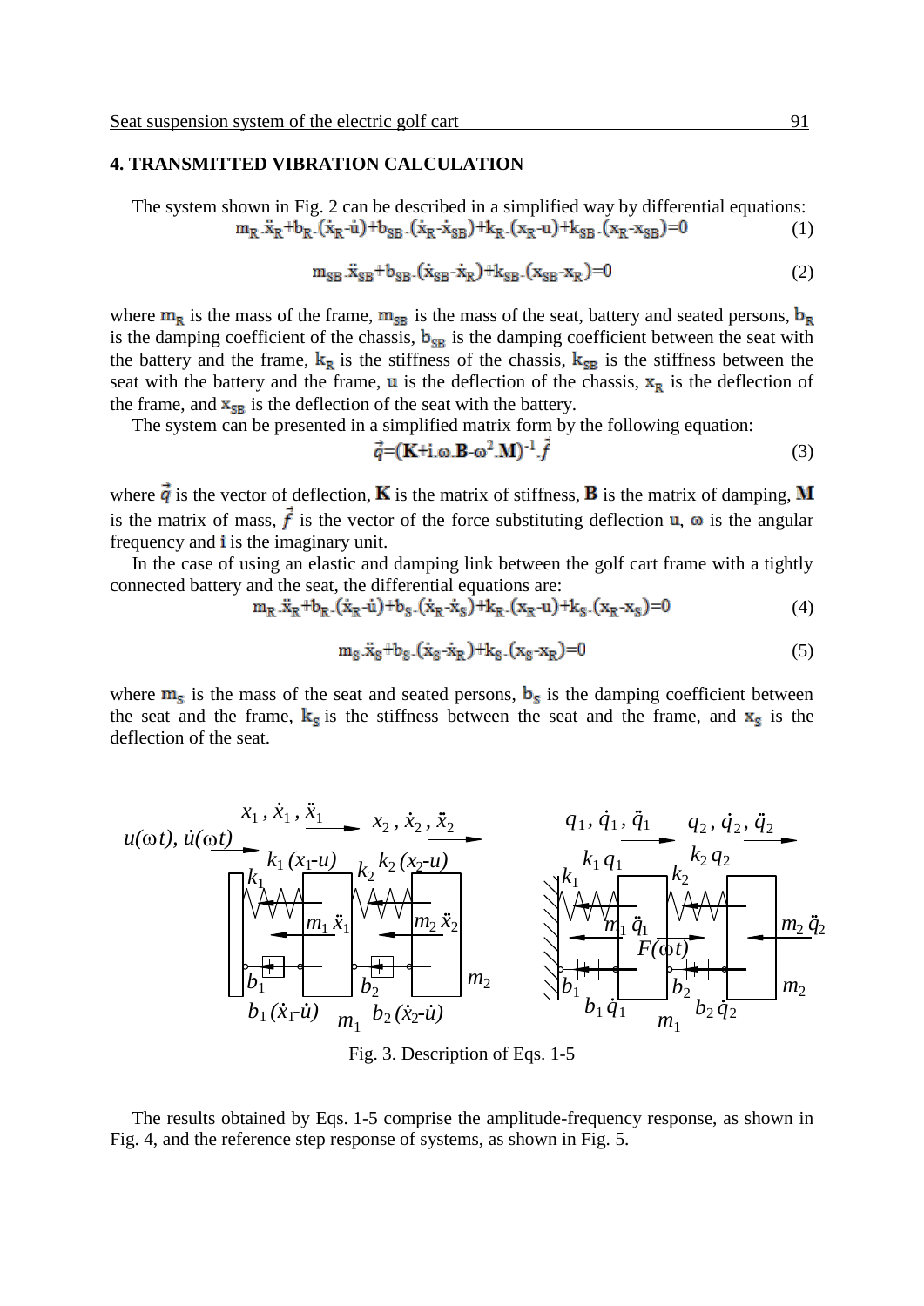## 4. TRANSMITTED VIBRATION CALCULATION

The system shown in Fig. 2 can be described in a simplified way by differential equations:

$$m_R.\ddot{x}_R+b_R.(\dot{x}_R-\dot{u})+b_{SB}.(\dot{x}_R-\dot{x}_{SB})+k_R.(x_R-u)+k_{SB}.(x_R-x_{SB})=0 \quad (1)$$

$$m_{SB}.\ddot{x}_{SB}+b_{SB}.(\dot{x}_{SB}-\dot{x}_R)+k_{SB}.(x_{SB}-x_R)=0 \quad (2)$$

where $m_R$ is the mass of the frame, $m_{SB}$ is the mass of the seat, battery and seated persons, $b_R$ is the damping coefficient of the chassis, $b_{SB}$ is the damping coefficient between the seat with the battery and the frame, $k_R$ is the stiffness of the chassis, $k_{SB}$ is the stiffness between the seat with the battery and the frame, $u$ is the deflection of the chassis, $x_R$ is the deflection of the frame, and $x_{SB}$ is the deflection of the seat with the battery.

The system can be presented in a simplified matrix form by the following equation:

$$\vec{q}=(\mathbf{K}+i.\omega.\mathbf{B}-\omega^2.\mathbf{M})^{-1}.\vec{f} \quad (3)$$

where $\vec{q}$ is the vector of deflection, $\mathbf{K}$ is the matrix of stiffness, $\mathbf{B}$ is the matrix of damping, $\mathbf{M}$ is the matrix of mass, $\vec{f}$ is the vector of the force substituting deflection $u$, $\omega$ is the angular frequency and $i$ is the imaginary unit.

In the case of using an elastic and damping link between the golf cart frame with a tightly connected battery and the seat, the differential equations are:

$$m_R.\ddot{x}_R+b_R.(\dot{x}_R-\dot{u})+b_S.(\dot{x}_R-\dot{x}_S)+k_R.(x_R-u)+k_S.(x_R-x_S)=0 \quad (4)$$

$$m_S.\ddot{x}_S+b_S.(\dot{x}_S-\dot{x}_R)+k_S.(x_S-x_R)=0 \quad (5)$$

where $m_S$ is the mass of the seat and seated persons, $b_S$ is the damping coefficient between the seat and the frame, $k_S$ is the stiffness between the seat and the frame, and $x_S$ is the deflection of the seat.

Fig. 3. Description of Eqs. 1-5

The results obtained by Eqs. 1-5 comprise the amplitude-frequency response, as shown in Fig. 4, and the reference step response of systems, as shown in Fig. 5.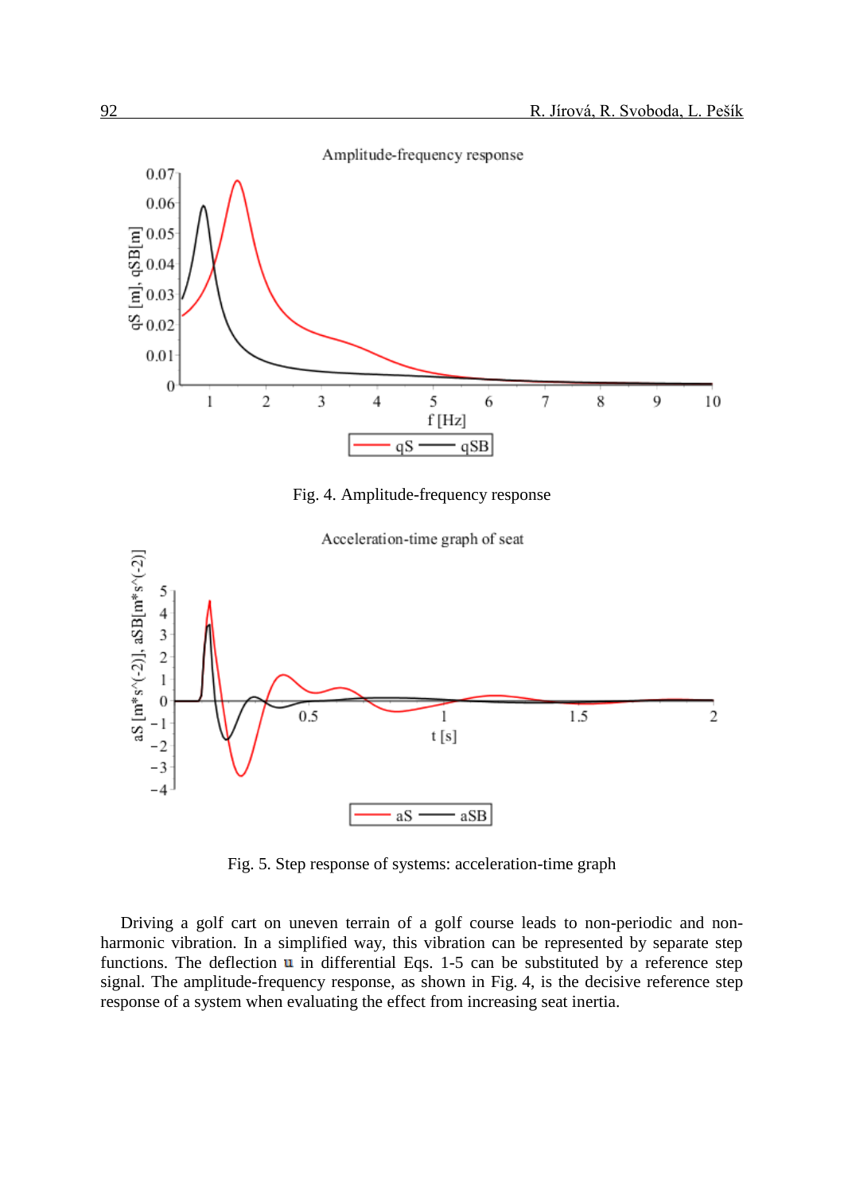Fig. 4. Amplitude-frequency response

Fig. 5. Step response of systems: acceleration-time graph

Driving a golf cart on uneven terrain of a golf course leads to non-periodic and non-harmonic vibration. In a simplified way, this vibration can be represented by separate step functions. The deflection $u$ in differential Eqs. 1-5 can be substituted by a reference step signal. The amplitude-frequency response, as shown in Fig. 4, is the decisive reference step response of a system when evaluating the effect from increasing seat inertia.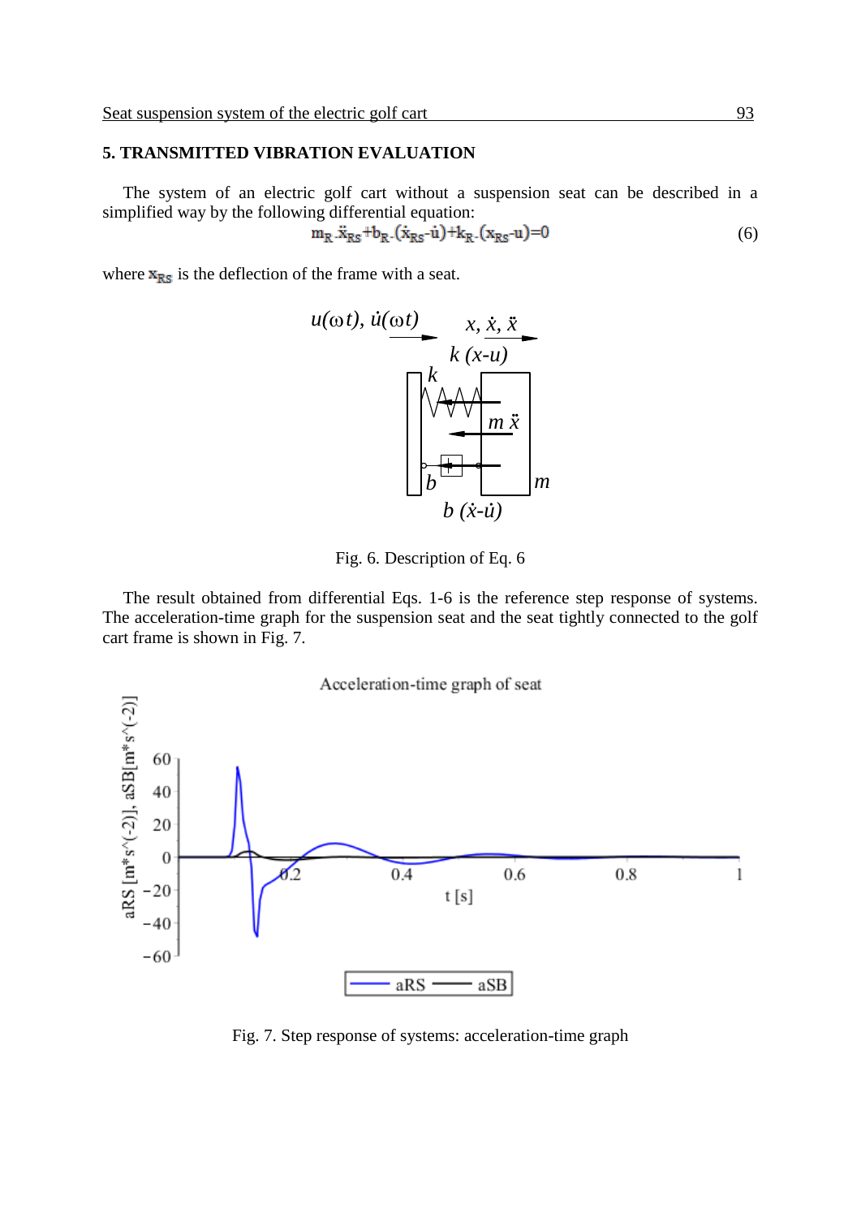## 5. TRANSMITTED VIBRATION EVALUATION

The system of an electric golf cart without a suspension seat can be described in a simplified way by the following differential equation:

$$m_R \cdot \ddot{x}_{RS} + b_R \cdot (\dot{x}_{RS} - \dot{u}) + k_R \cdot (x_{RS} - u) = 0 \tag{6}$$

where $x_{RS}$ is the deflection of the frame with a seat.

Fig. 6. Description of Eq. 6

The result obtained from differential Eqs. 1-6 is the reference step response of systems. The acceleration-time graph for the suspension seat and the seat tightly connected to the golf cart frame is shown in Fig. 7.

Fig. 7. Step response of systems: acceleration-time graph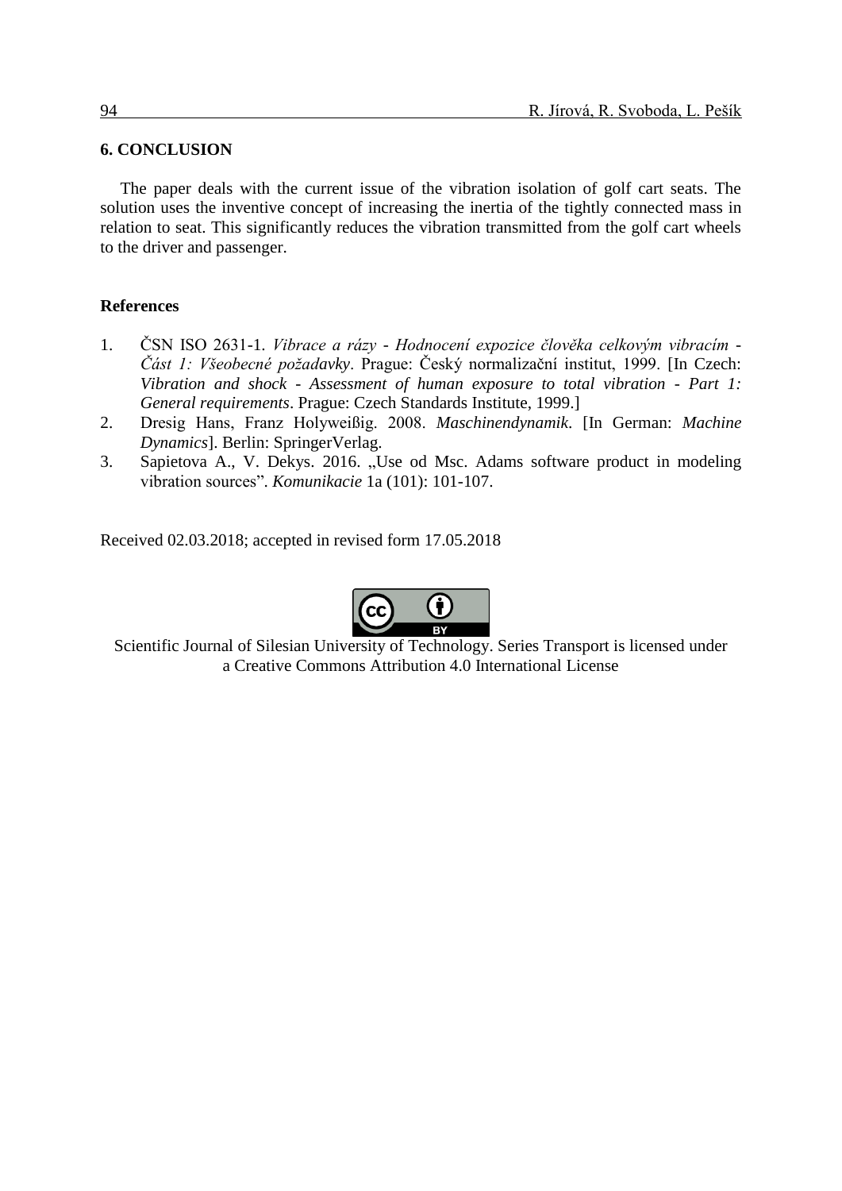## 6. CONCLUSION

The paper deals with the current issue of the vibration isolation of golf cart seats. The solution uses the inventive concept of increasing the inertia of the tightly connected mass in relation to seat. This significantly reduces the vibration transmitted from the golf cart wheels to the driver and passenger.

### References

1. ČSN ISO 2631-1. *Vibrace a rázy - Hodnocení expozice člověka celkovým vibracím - Část 1: Všeobecné požadavky*. Prague: Český normalizační institut, 1999. [In Czech: *Vibration and shock - Assessment of human exposure to total vibration - Part 1: General requirements*. Prague: Czech Standards Institute, 1999.]
2. Dresig Hans, Franz Holyweißig. 2008. *Maschinendynamik*. [In German: *Machine Dynamics*]. Berlin: SpringerVerlag.
3. Sapietova A., V. Dekys. 2016. „Use od Msc. Adams software product in modeling vibration sources". *Komunikacie* 1a (101): 101-107.

Received 02.03.2018; accepted in revised form 17.05.2018

Scientific Journal of Silesian University of Technology. Series Transport is licensed under a Creative Commons Attribution 4.0 International License